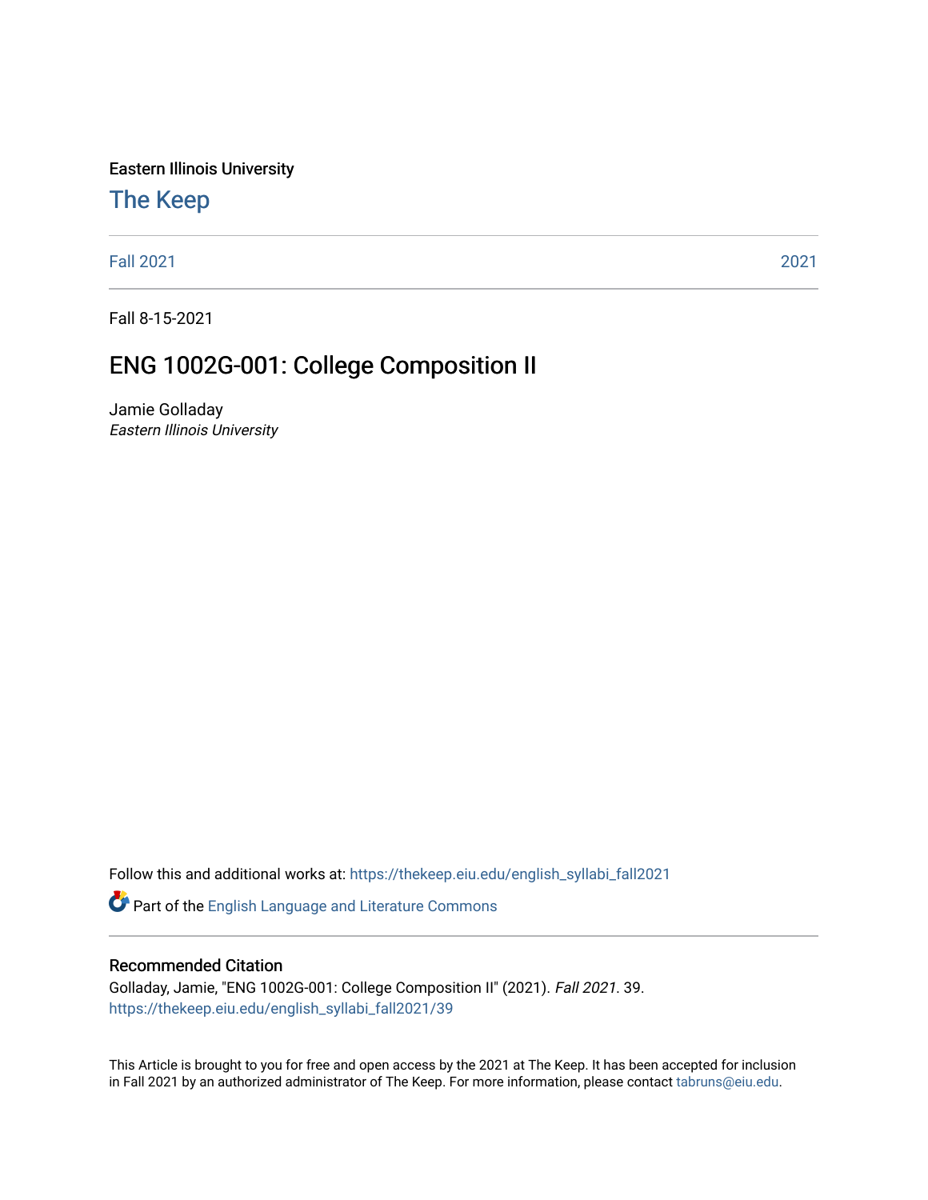Eastern Illinois University

## The Keep

Fall 2021 | 2021

Fall 8-15-2021

# ENG 1002G-001: College Composition II

Jamie Golladay
*Eastern Illinois University*

Follow this and additional works at: https://thekeep.eiu.edu/english_syllabi_fall2021

Part of the English Language and Literature Commons

### Recommended Citation

Golladay, Jamie, "ENG 1002G-001: College Composition II" (2021). *Fall 2021*. 39.
https://thekeep.eiu.edu/english_syllabi_fall2021/39

This Article is brought to you for free and open access by the 2021 at The Keep. It has been accepted for inclusion in Fall 2021 by an authorized administrator of The Keep. For more information, please contact tabruns@eiu.edu.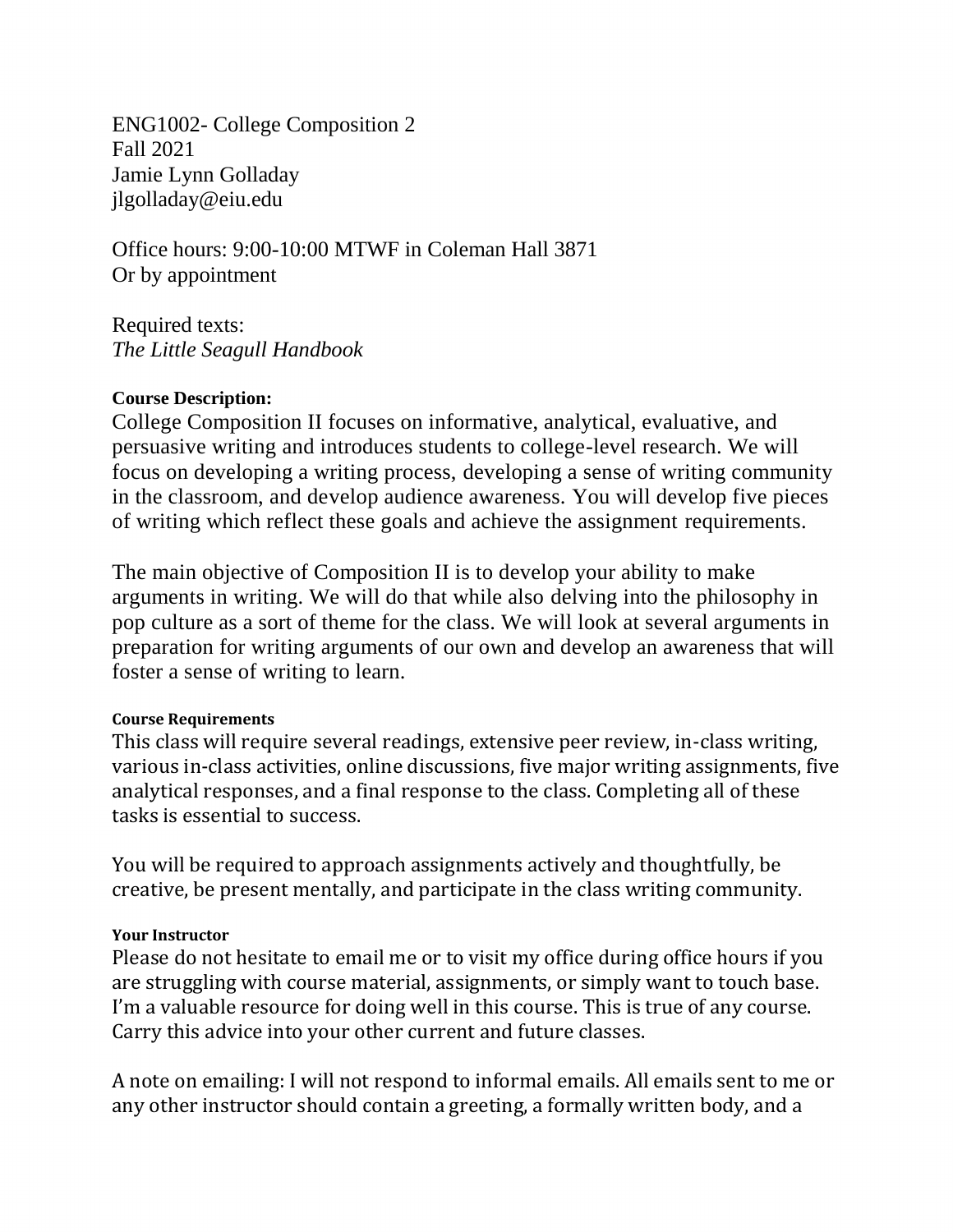ENG1002- College Composition 2
Fall 2021
Jamie Lynn Golladay
jlgolladay@eiu.edu

Office hours: 9:00-10:00 MTWF in Coleman Hall 3871
Or by appointment

Required texts:
*The Little Seagull Handbook*

**Course Description:**

College Composition II focuses on informative, analytical, evaluative, and persuasive writing and introduces students to college-level research. We will focus on developing a writing process, developing a sense of writing community in the classroom, and develop audience awareness. You will develop five pieces of writing which reflect these goals and achieve the assignment requirements.

The main objective of Composition II is to develop your ability to make arguments in writing. We will do that while also delving into the philosophy in pop culture as a sort of theme for the class. We will look at several arguments in preparation for writing arguments of our own and develop an awareness that will foster a sense of writing to learn.

**Course Requirements**

This class will require several readings, extensive peer review, in-class writing, various in-class activities, online discussions, five major writing assignments, five analytical responses, and a final response to the class. Completing all of these tasks is essential to success.

You will be required to approach assignments actively and thoughtfully, be creative, be present mentally, and participate in the class writing community.

**Your Instructor**

Please do not hesitate to email me or to visit my office during office hours if you are struggling with course material, assignments, or simply want to touch base. I'm a valuable resource for doing well in this course. This is true of any course. Carry this advice into your other current and future classes.

A note on emailing: I will not respond to informal emails. All emails sent to me or any other instructor should contain a greeting, a formally written body, and a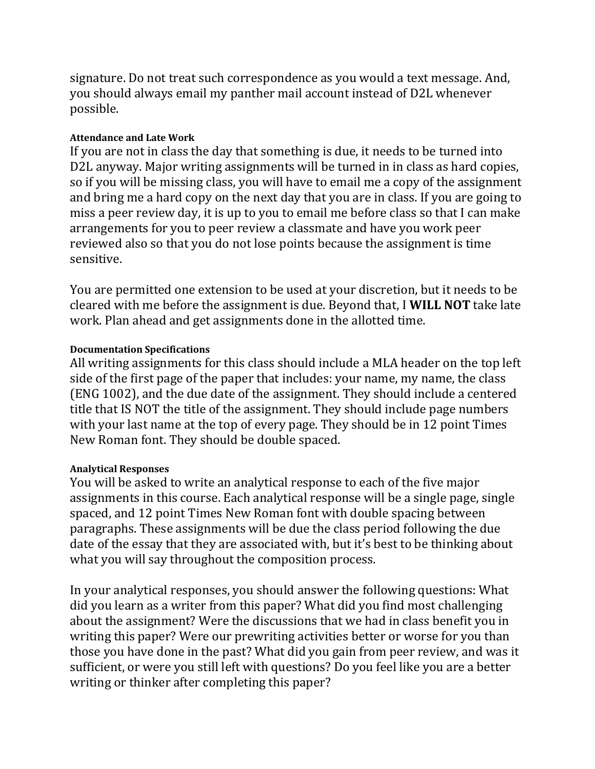signature. Do not treat such correspondence as you would a text message. And, you should always email my panther mail account instead of D2L whenever possible.

#### Attendance and Late Work

If you are not in class the day that something is due, it needs to be turned into D2L anyway. Major writing assignments will be turned in in class as hard copies, so if you will be missing class, you will have to email me a copy of the assignment and bring me a hard copy on the next day that you are in class. If you are going to miss a peer review day, it is up to you to email me before class so that I can make arrangements for you to peer review a classmate and have you work peer reviewed also so that you do not lose points because the assignment is time sensitive.

You are permitted one extension to be used at your discretion, but it needs to be cleared with me before the assignment is due. Beyond that, I **WILL NOT** take late work. Plan ahead and get assignments done in the allotted time.

#### Documentation Specifications

All writing assignments for this class should include a MLA header on the top left side of the first page of the paper that includes: your name, my name, the class (ENG 1002), and the due date of the assignment. They should include a centered title that IS NOT the title of the assignment. They should include page numbers with your last name at the top of every page. They should be in 12 point Times New Roman font. They should be double spaced.

#### Analytical Responses

You will be asked to write an analytical response to each of the five major assignments in this course. Each analytical response will be a single page, single spaced, and 12 point Times New Roman font with double spacing between paragraphs. These assignments will be due the class period following the due date of the essay that they are associated with, but it's best to be thinking about what you will say throughout the composition process.

In your analytical responses, you should answer the following questions: What did you learn as a writer from this paper? What did you find most challenging about the assignment? Were the discussions that we had in class benefit you in writing this paper? Were our prewriting activities better or worse for you than those you have done in the past? What did you gain from peer review, and was it sufficient, or were you still left with questions? Do you feel like you are a better writing or thinker after completing this paper?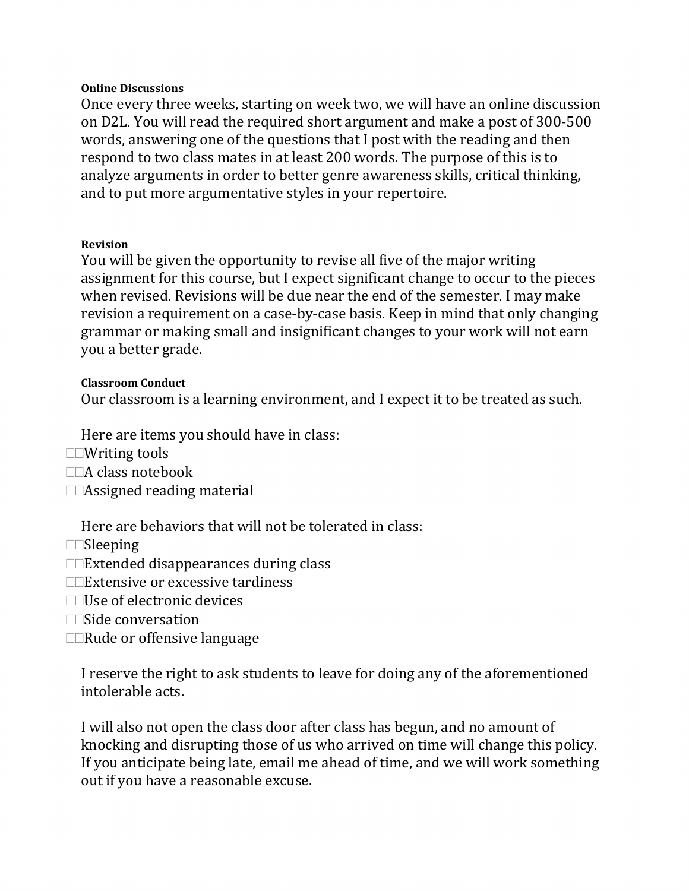#### Online Discussions

Once every three weeks, starting on week two, we will have an online discussion on D2L. You will read the required short argument and make a post of 300-500 words, answering one of the questions that I post with the reading and then respond to two class mates in at least 200 words. The purpose of this is to analyze arguments in order to better genre awareness skills, critical thinking, and to put more argumentative styles in your repertoire.

#### Revision

You will be given the opportunity to revise all five of the major writing assignment for this course, but I expect significant change to occur to the pieces when revised. Revisions will be due near the end of the semester. I may make revision a requirement on a case-by-case basis. Keep in mind that only changing grammar or making small and insignificant changes to your work will not earn you a better grade.

#### Classroom Conduct

Our classroom is a learning environment, and I expect it to be treated as such.

Here are items you should have in class:

- Writing tools
- A class notebook
- Assigned reading material

Here are behaviors that will not be tolerated in class:

- Sleeping
- Extended disappearances during class
- Extensive or excessive tardiness
- Use of electronic devices
- Side conversation
- Rude or offensive language

I reserve the right to ask students to leave for doing any of the aforementioned intolerable acts.

I will also not open the class door after class has begun, and no amount of knocking and disrupting those of us who arrived on time will change this policy. If you anticipate being late, email me ahead of time, and we will work something out if you have a reasonable excuse.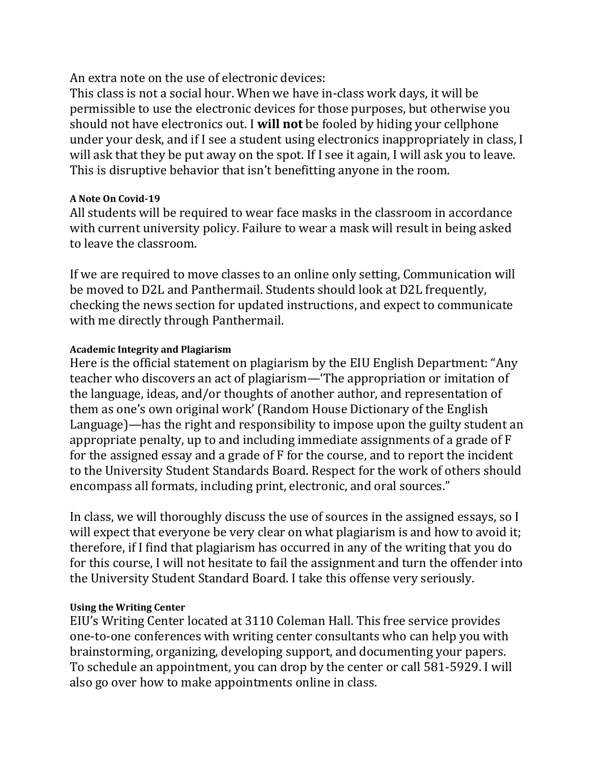An extra note on the use of electronic devices:
This class is not a social hour. When we have in-class work days, it will be permissible to use the electronic devices for those purposes, but otherwise you should not have electronics out. I **will not** be fooled by hiding your cellphone under your desk, and if I see a student using electronics inappropriately in class, I will ask that they be put away on the spot. If I see it again, I will ask you to leave. This is disruptive behavior that isn't benefitting anyone in the room.

#### A Note On Covid-19

All students will be required to wear face masks in the classroom in accordance with current university policy. Failure to wear a mask will result in being asked to leave the classroom.

If we are required to move classes to an online only setting, Communication will be moved to D2L and Panthermail. Students should look at D2L frequently, checking the news section for updated instructions, and expect to communicate with me directly through Panthermail.

#### Academic Integrity and Plagiarism

Here is the official statement on plagiarism by the EIU English Department: "Any teacher who discovers an act of plagiarism—'The appropriation or imitation of the language, ideas, and/or thoughts of another author, and representation of them as one's own original work' (Random House Dictionary of the English Language)—has the right and responsibility to impose upon the guilty student an appropriate penalty, up to and including immediate assignments of a grade of F for the assigned essay and a grade of F for the course, and to report the incident to the University Student Standards Board. Respect for the work of others should encompass all formats, including print, electronic, and oral sources."

In class, we will thoroughly discuss the use of sources in the assigned essays, so I will expect that everyone be very clear on what plagiarism is and how to avoid it; therefore, if I find that plagiarism has occurred in any of the writing that you do for this course, I will not hesitate to fail the assignment and turn the offender into the University Student Standard Board. I take this offense very seriously.

#### Using the Writing Center

EIU's Writing Center located at 3110 Coleman Hall. This free service provides one-to-one conferences with writing center consultants who can help you with brainstorming, organizing, developing support, and documenting your papers. To schedule an appointment, you can drop by the center or call 581-5929. I will also go over how to make appointments online in class.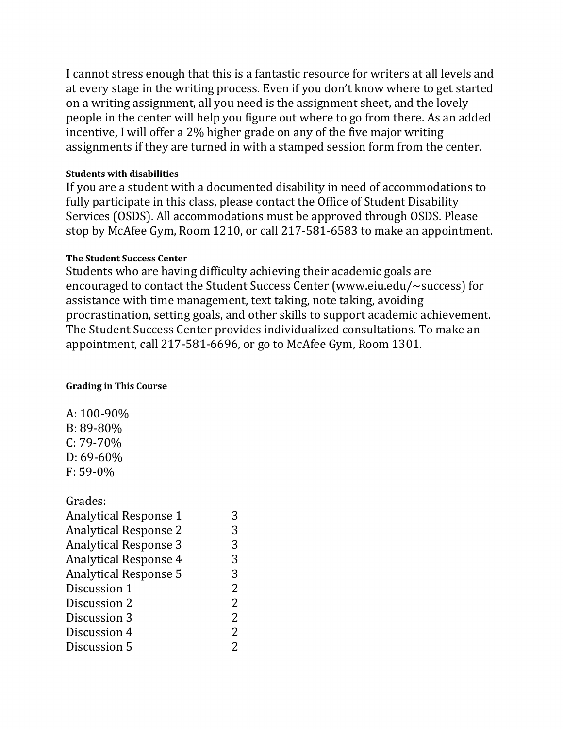I cannot stress enough that this is a fantastic resource for writers at all levels and at every stage in the writing process. Even if you don't know where to get started on a writing assignment, all you need is the assignment sheet, and the lovely people in the center will help you figure out where to go from there. As an added incentive, I will offer a 2% higher grade on any of the five major writing assignments if they are turned in with a stamped session form from the center.

#### Students with disabilities

If you are a student with a documented disability in need of accommodations to fully participate in this class, please contact the Office of Student Disability Services (OSDS). All accommodations must be approved through OSDS. Please stop by McAfee Gym, Room 1210, or call 217-581-6583 to make an appointment.

#### The Student Success Center

Students who are having difficulty achieving their academic goals are encouraged to contact the Student Success Center (www.eiu.edu/~success) for assistance with time management, text taking, note taking, avoiding procrastination, setting goals, and other skills to support academic achievement. The Student Success Center provides individualized consultations. To make an appointment, call 217-581-6696, or go to McAfee Gym, Room 1301.

#### Grading in This Course

A: 100-90%
B: 89-80%
C: 79-70%
D: 69-60%
F: 59-0%

Grades:

| | |
|---|---|
| Analytical Response 1 | 3 |
| Analytical Response 2 | 3 |
| Analytical Response 3 | 3 |
| Analytical Response 4 | 3 |
| Analytical Response 5 | 3 |
| Discussion 1 | 2 |
| Discussion 2 | 2 |
| Discussion 3 | 2 |
| Discussion 4 | 2 |
| Discussion 5 | 2 |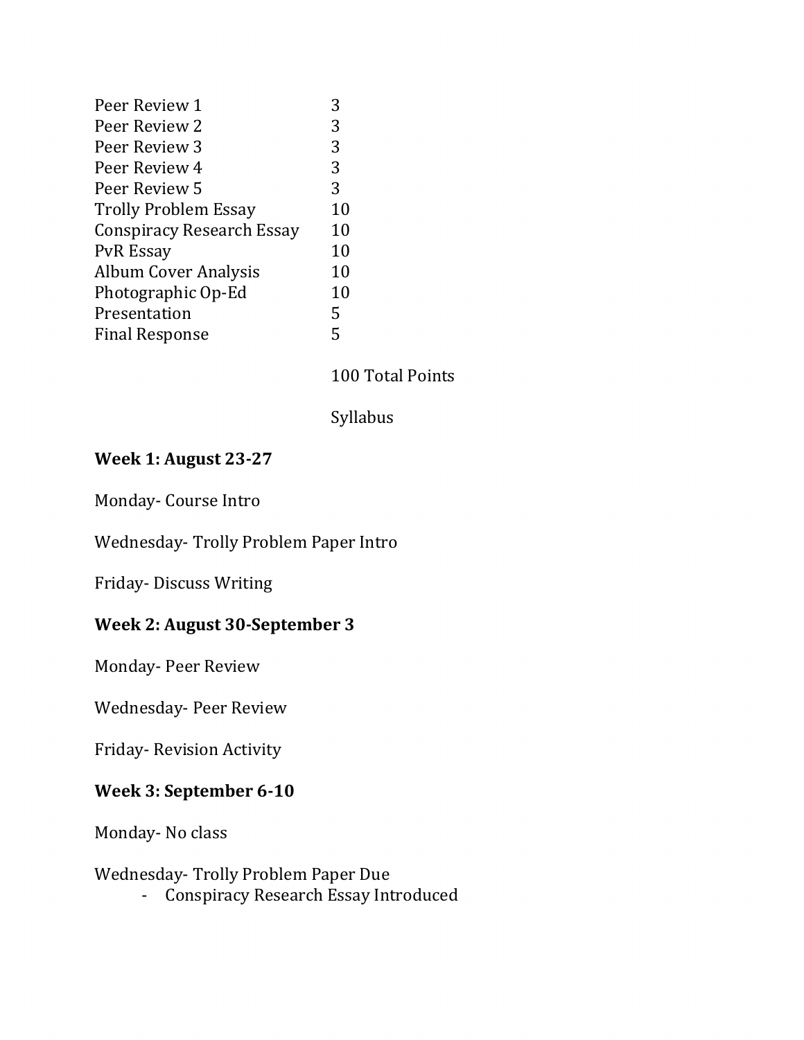| | |
|---|---|
| Peer Review 1 | 3 |
| Peer Review 2 | 3 |
| Peer Review 3 | 3 |
| Peer Review 4 | 3 |
| Peer Review 5 | 3 |
| Trolly Problem Essay | 10 |
| Conspiracy Research Essay | 10 |
| PvR Essay | 10 |
| Album Cover Analysis | 10 |
| Photographic Op-Ed | 10 |
| Presentation | 5 |
| Final Response | 5 |

100 Total Points

Syllabus

**Week 1: August 23-27**

Monday- Course Intro

Wednesday- Trolly Problem Paper Intro

Friday- Discuss Writing

**Week 2: August 30-September 3**

Monday- Peer Review

Wednesday- Peer Review

Friday- Revision Activity

**Week 3: September 6-10**

Monday- No class

Wednesday- Trolly Problem Paper Due
- Conspiracy Research Essay Introduced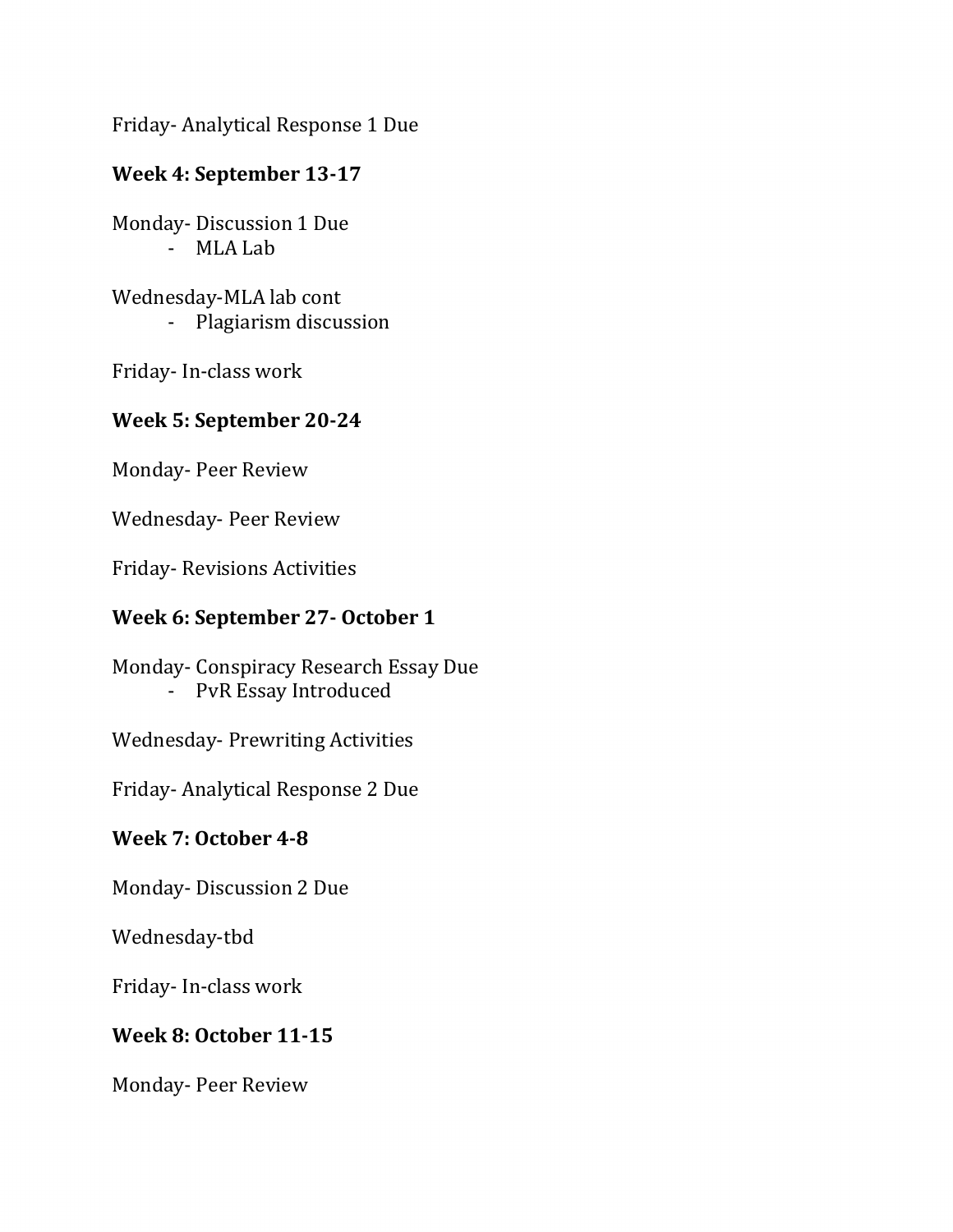Friday- Analytical Response 1 Due

**Week 4: September 13-17**

Monday- Discussion 1 Due
- MLA Lab

Wednesday-MLA lab cont
- Plagiarism discussion

Friday- In-class work

**Week 5: September 20-24**

Monday- Peer Review

Wednesday- Peer Review

Friday- Revisions Activities

**Week 6: September 27- October 1**

Monday- Conspiracy Research Essay Due
- PvR Essay Introduced

Wednesday- Prewriting Activities

Friday- Analytical Response 2 Due

**Week 7: October 4-8**

Monday- Discussion 2 Due

Wednesday-tbd

Friday- In-class work

**Week 8: October 11-15**

Monday- Peer Review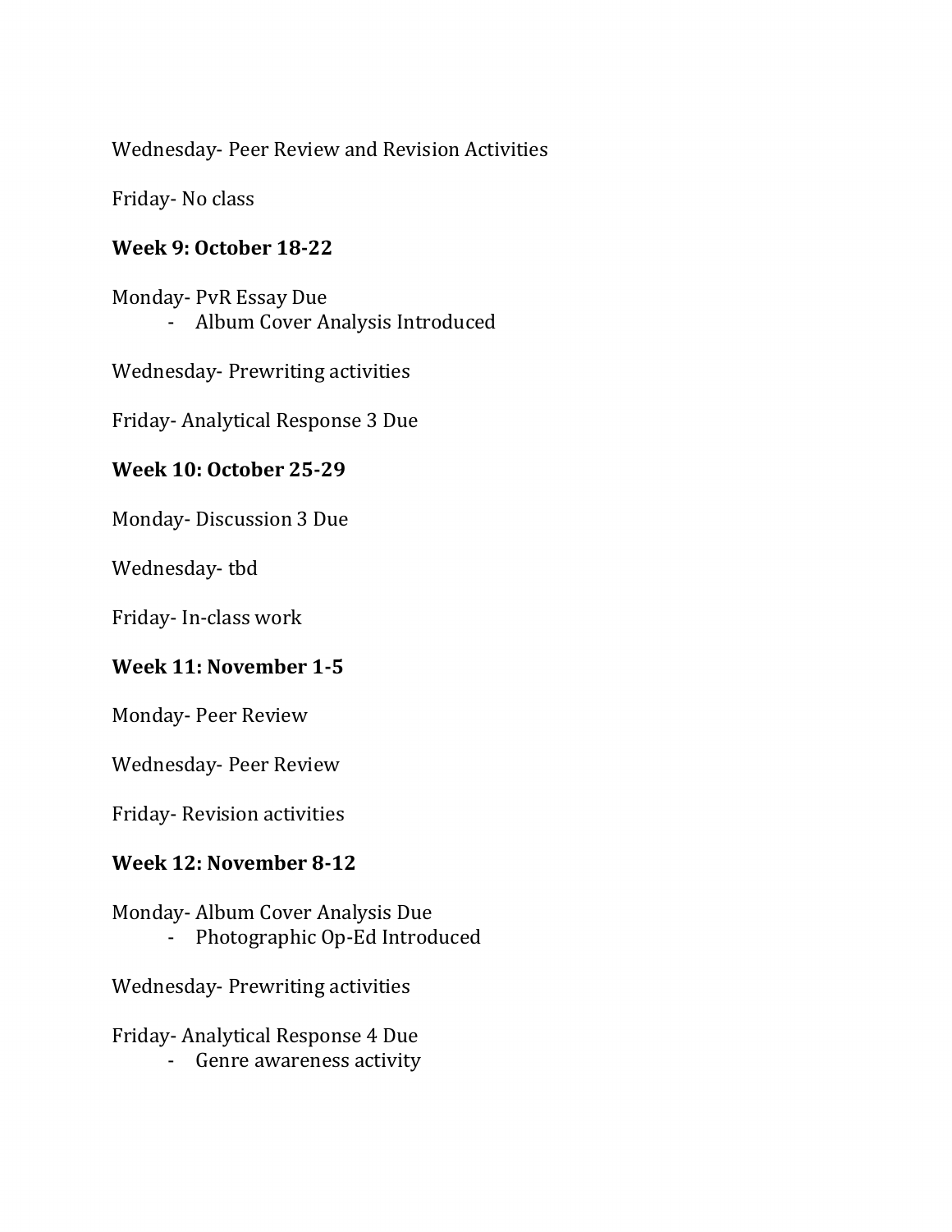Wednesday- Peer Review and Revision Activities

Friday- No class

**Week 9: October 18-22**

Monday- PvR Essay Due

- Album Cover Analysis Introduced

Wednesday- Prewriting activities

Friday- Analytical Response 3 Due

**Week 10: October 25-29**

Monday- Discussion 3 Due

Wednesday- tbd

Friday- In-class work

**Week 11: November 1-5**

Monday- Peer Review

Wednesday- Peer Review

Friday- Revision activities

**Week 12: November 8-12**

Monday- Album Cover Analysis Due

- Photographic Op-Ed Introduced

Wednesday- Prewriting activities

Friday- Analytical Response 4 Due

- Genre awareness activity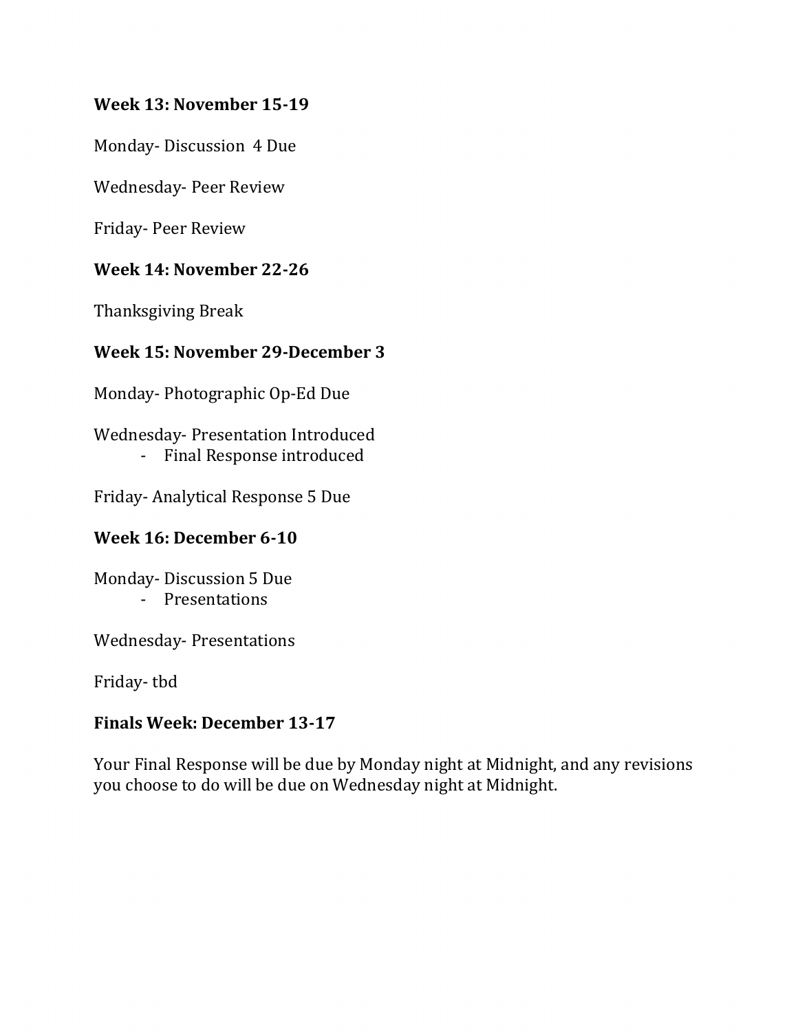**Week 13: November 15-19**

Monday- Discussion 4 Due

Wednesday- Peer Review

Friday- Peer Review

**Week 14: November 22-26**

Thanksgiving Break

**Week 15: November 29-December 3**

Monday- Photographic Op-Ed Due

Wednesday- Presentation Introduced
- Final Response introduced

Friday- Analytical Response 5 Due

**Week 16: December 6-10**

Monday- Discussion 5 Due
- Presentations

Wednesday- Presentations

Friday- tbd

**Finals Week: December 13-17**

Your Final Response will be due by Monday night at Midnight, and any revisions you choose to do will be due on Wednesday night at Midnight.